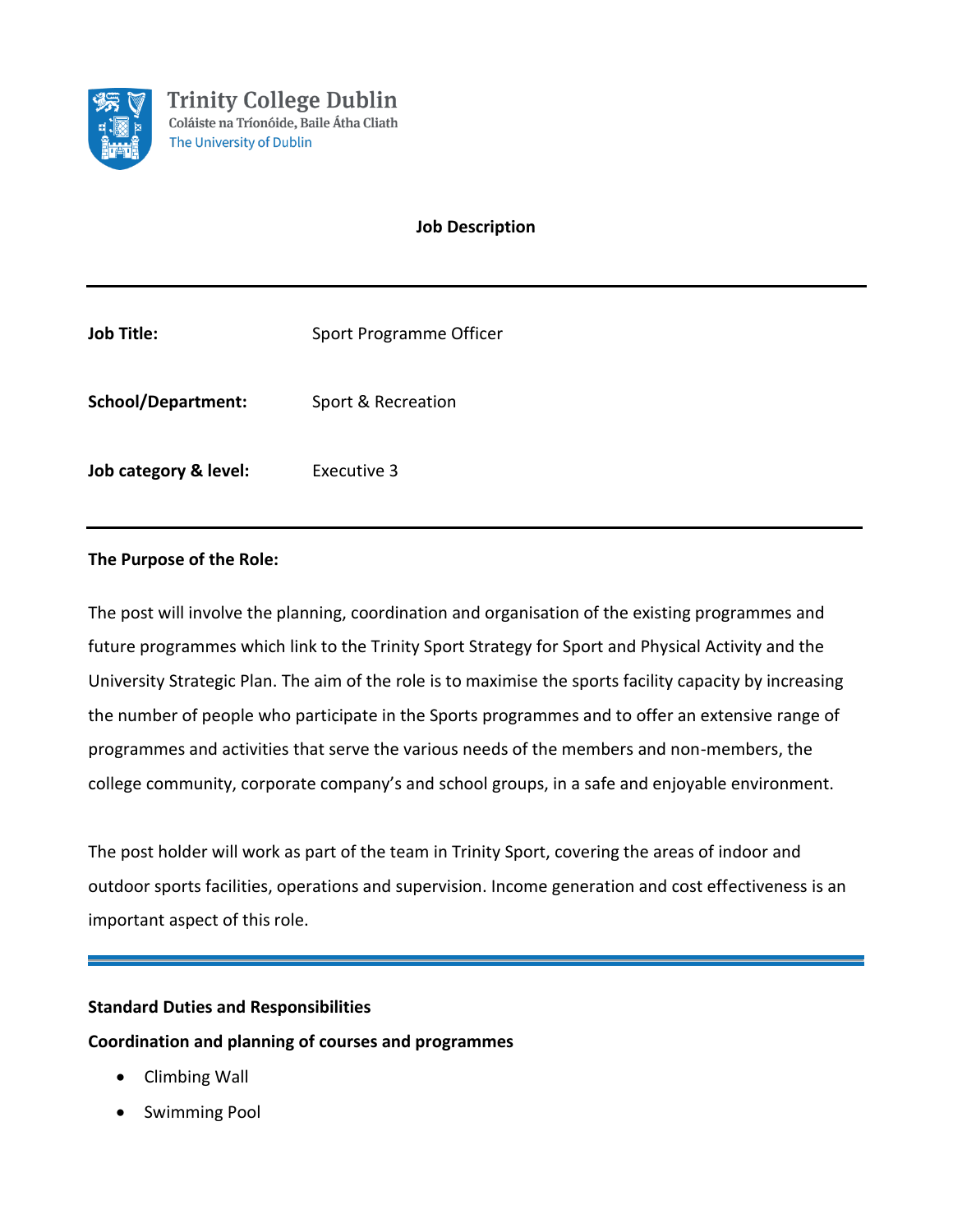Trinity College Dublin
Coláiste na Tríonóide, Baile Átha Cliath
The University of Dublin

# Job Description

| | |
|---|---|
| **Job Title:** | Sport Programme Officer |
| **School/Department:** | Sport & Recreation |
| **Job category & level:** | Executive 3 |

## The Purpose of the Role:

The post will involve the planning, coordination and organisation of the existing programmes and future programmes which link to the Trinity Sport Strategy for Sport and Physical Activity and the University Strategic Plan. The aim of the role is to maximise the sports facility capacity by increasing the number of people who participate in the Sports programmes and to offer an extensive range of programmes and activities that serve the various needs of the members and non-members, the college community, corporate company's and school groups, in a safe and enjoyable environment.

The post holder will work as part of the team in Trinity Sport, covering the areas of indoor and outdoor sports facilities, operations and supervision. Income generation and cost effectiveness is an important aspect of this role.

## Standard Duties and Responsibilities

### Coordination and planning of courses and programmes

- Climbing Wall
- Swimming Pool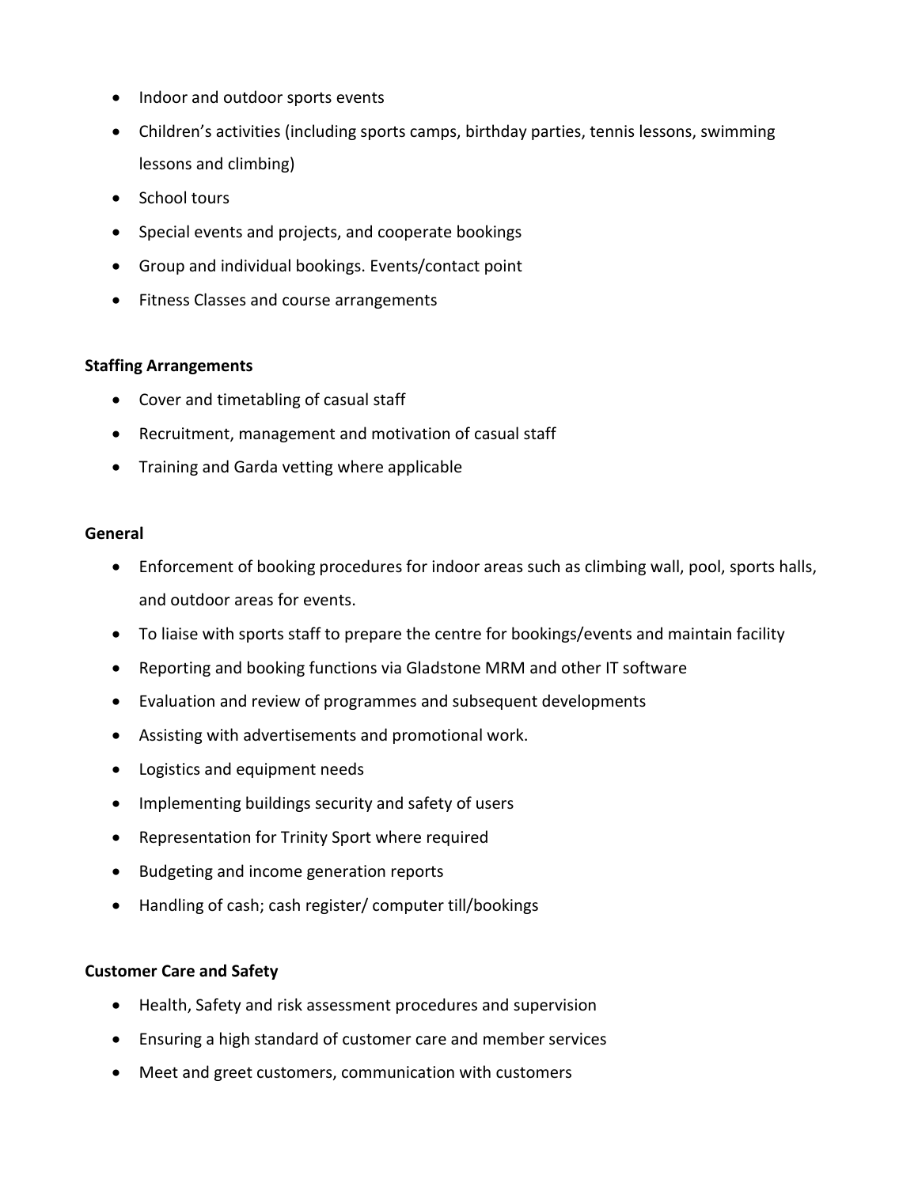- Indoor and outdoor sports events
- Children's activities (including sports camps, birthday parties, tennis lessons, swimming lessons and climbing)
- School tours
- Special events and projects, and cooperate bookings
- Group and individual bookings. Events/contact point
- Fitness Classes and course arrangements

**Staffing Arrangements**

- Cover and timetabling of casual staff
- Recruitment, management and motivation of casual staff
- Training and Garda vetting where applicable

**General**

- Enforcement of booking procedures for indoor areas such as climbing wall, pool, sports halls, and outdoor areas for events.
- To liaise with sports staff to prepare the centre for bookings/events and maintain facility
- Reporting and booking functions via Gladstone MRM and other IT software
- Evaluation and review of programmes and subsequent developments
- Assisting with advertisements and promotional work.
- Logistics and equipment needs
- Implementing buildings security and safety of users
- Representation for Trinity Sport where required
- Budgeting and income generation reports
- Handling of cash; cash register/ computer till/bookings

**Customer Care and Safety**

- Health, Safety and risk assessment procedures and supervision
- Ensuring a high standard of customer care and member services
- Meet and greet customers, communication with customers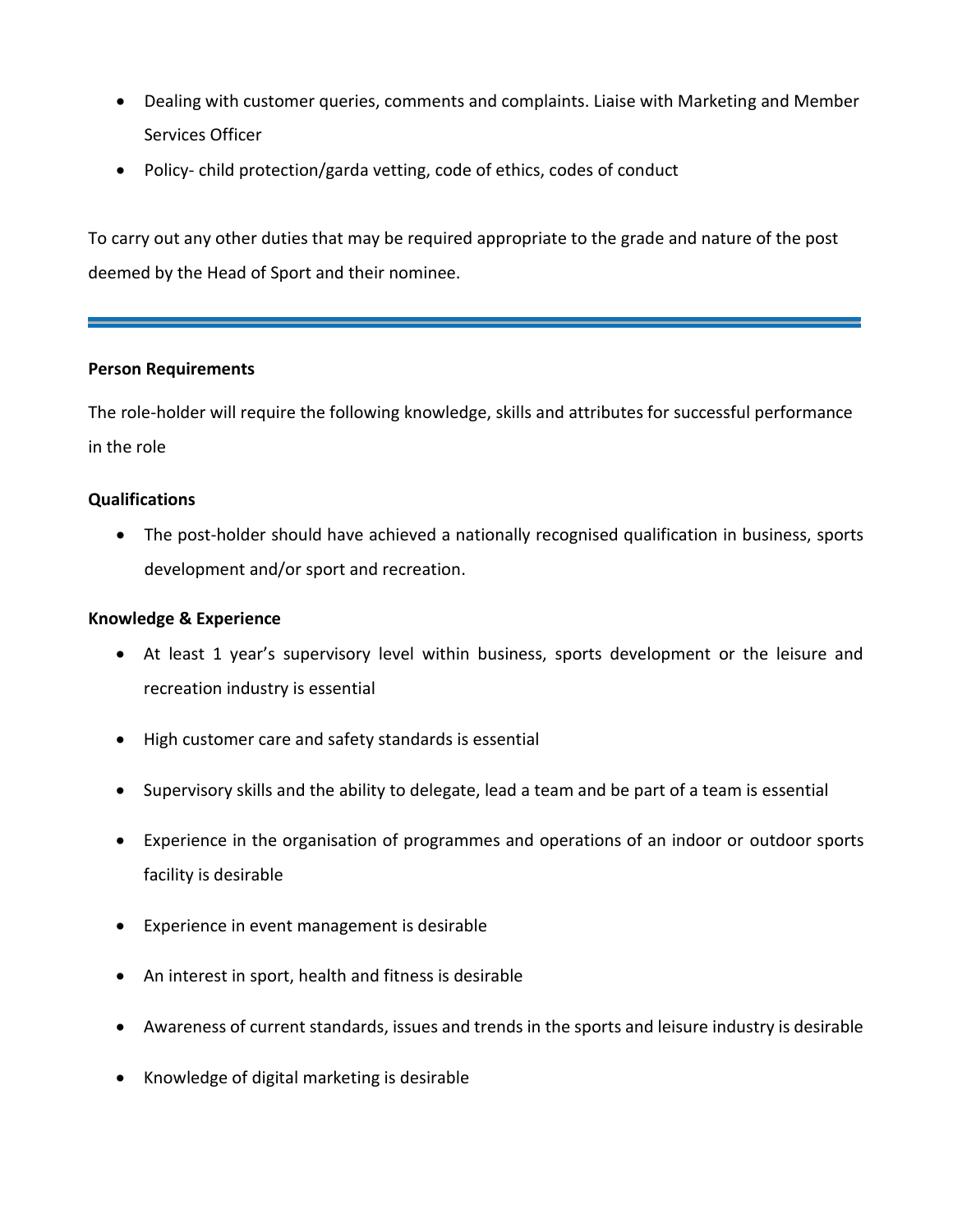- Dealing with customer queries, comments and complaints. Liaise with Marketing and Member Services Officer
- Policy- child protection/garda vetting, code of ethics, codes of conduct

To carry out any other duties that may be required appropriate to the grade and nature of the post deemed by the Head of Sport and their nominee.

---

**Person Requirements**

The role-holder will require the following knowledge, skills and attributes for successful performance in the role

**Qualifications**

- The post-holder should have achieved a nationally recognised qualification in business, sports development and/or sport and recreation.

**Knowledge & Experience**

- At least 1 year's supervisory level within business, sports development or the leisure and recreation industry is essential
- High customer care and safety standards is essential
- Supervisory skills and the ability to delegate, lead a team and be part of a team is essential
- Experience in the organisation of programmes and operations of an indoor or outdoor sports facility is desirable
- Experience in event management is desirable
- An interest in sport, health and fitness is desirable
- Awareness of current standards, issues and trends in the sports and leisure industry is desirable
- Knowledge of digital marketing is desirable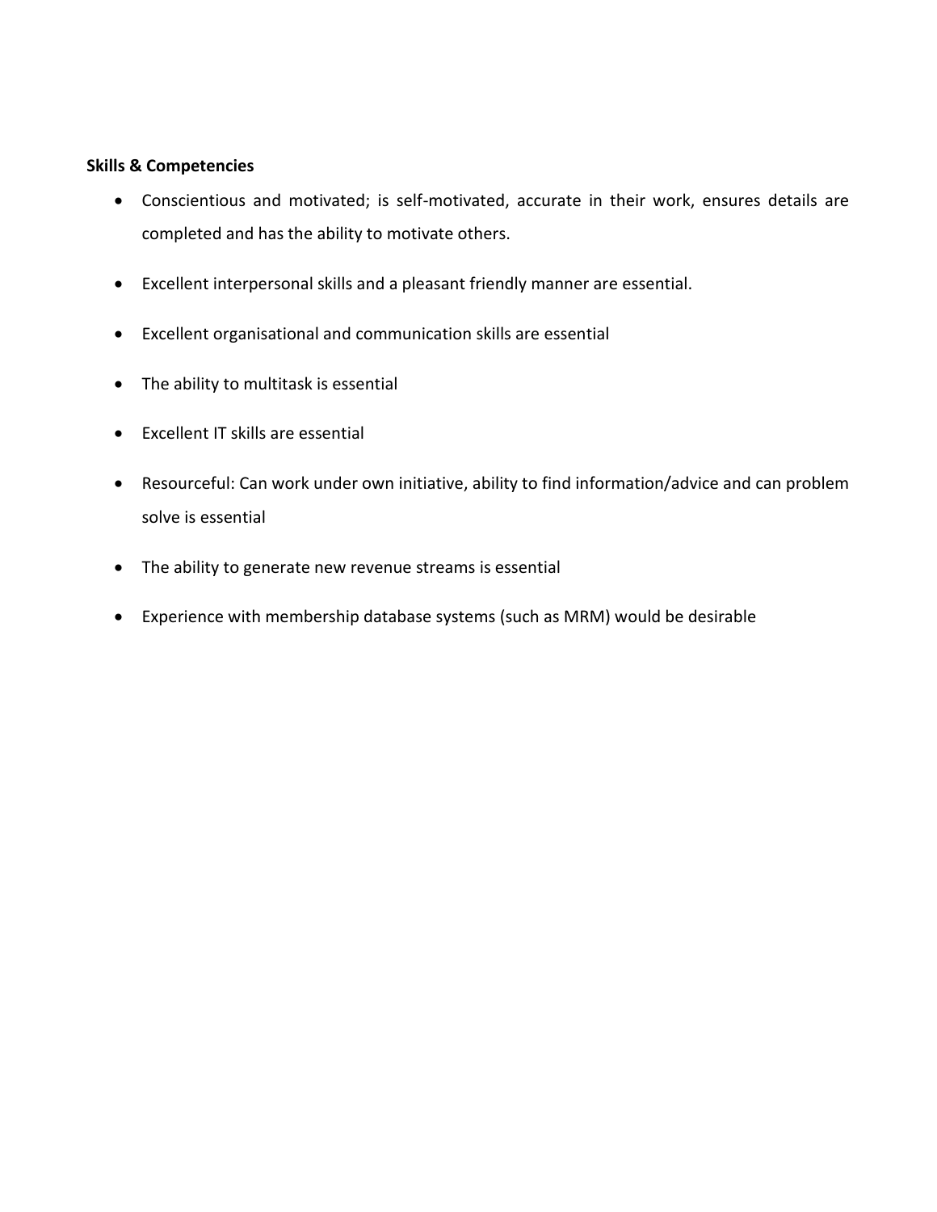**Skills & Competencies**

- Conscientious and motivated; is self-motivated, accurate in their work, ensures details are completed and has the ability to motivate others.
- Excellent interpersonal skills and a pleasant friendly manner are essential.
- Excellent organisational and communication skills are essential
- The ability to multitask is essential
- Excellent IT skills are essential
- Resourceful: Can work under own initiative, ability to find information/advice and can problem solve is essential
- The ability to generate new revenue streams is essential
- Experience with membership database systems (such as MRM) would be desirable